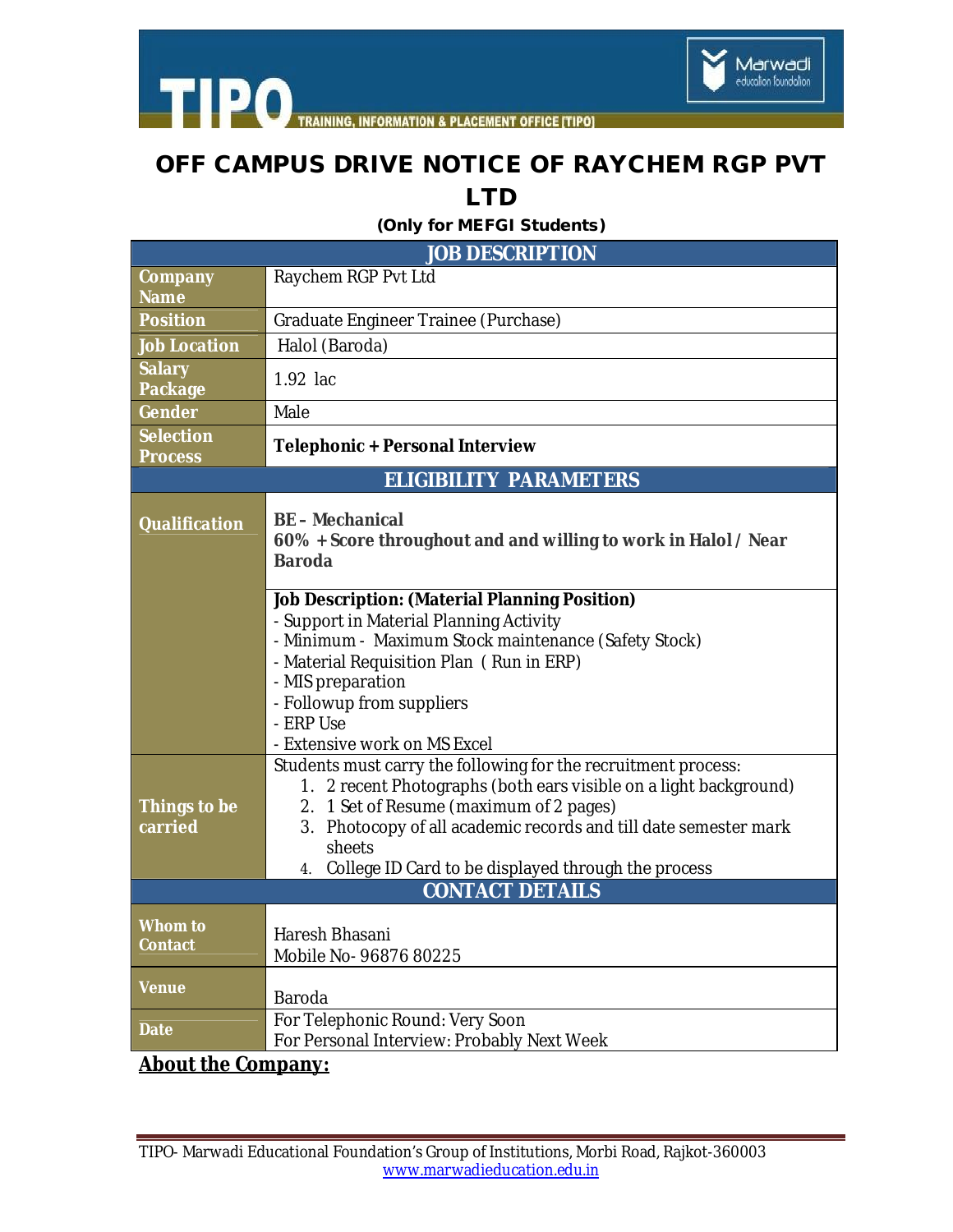# OFF CAMPUS DRIVE NOTICE OF RAYCHEM RGP PVT LTD

**(Only for MEFGI Students)**

| JOB DESCRIPTION | |
|---|---|
| **Company Name** | Raychem RGP Pvt Ltd |
| **Position** | Graduate Engineer Trainee (Purchase) |
| **Job Location** | Halol (Baroda) |
| **Salary Package** | 1.92 lac |
| **Gender** | Male |
| **Selection Process** | **Telephonic + Personal Interview** |
| **ELIGIBILITY PARAMETERS** | |
| **Qualification** | **BE – Mechanical**<br>**60% + Score throughout and and willing to work in Halol / Near Baroda** |
| | **Job Description: (Material Planning Position)**<br>- Support in Material Planning Activity<br>- Minimum - Maximum Stock maintenance (Safety Stock)<br>- Material Requisition Plan ( Run in ERP)<br>- MIS preparation<br>- Followup from suppliers<br>- ERP Use<br>- Extensive work on MS Excel |
| **Things to be carried** | Students must carry the following for the recruitment process:<br>1. 2 recent Photographs (both ears visible on a light background)<br>2. 1 Set of Resume (maximum of 2 pages)<br>3. Photocopy of all academic records and till date semester mark sheets<br>4. College ID Card to be displayed through the process |
| **CONTACT DETAILS** | |
| **Whom to Contact** | Haresh Bhasani<br>Mobile No- 96876 80225 |
| **Venue** | Baroda |
| **Date** | For Telephonic Round: Very Soon<br>For Personal Interview: Probably Next Week |

## About the Company: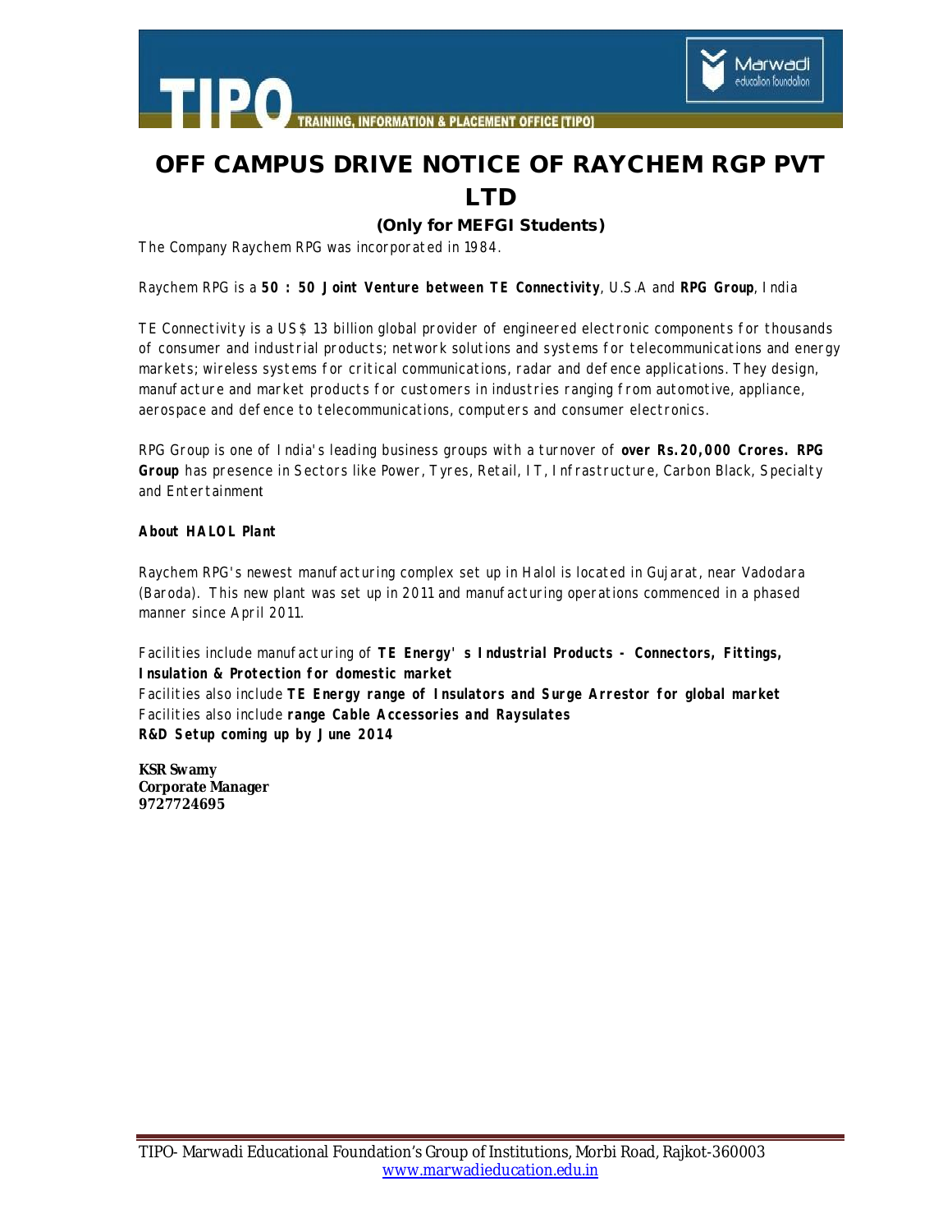# OFF CAMPUS DRIVE NOTICE OF RAYCHEM RGP PVT LTD

### (Only for MEFGI Students)

The Company Raychem RPG was incorporated in 1984.

Raychem RPG is a **50 : 50 Joint Venture between TE Connectivity**, U.S.A and **RPG Group**, India

TE Connectivity is a US$ 13 billion global provider of engineered electronic components for thousands of consumer and industrial products; network solutions and systems for telecommunications and energy markets; wireless systems for critical communications, radar and defence applications. They design, manufacture and market products for customers in industries ranging from automotive, appliance, aerospace and defence to telecommunications, computers and consumer electronics.

RPG Group is one of India's leading business groups with a turnover of **over Rs.20,000 Crores. RPG Group** has presence in Sectors like Power, Tyres, Retail, IT, Infrastructure, Carbon Black, Specialty and Entertainment

**About HALOL Plant**

Raychem RPG's newest manufacturing complex set up in Halol is located in Gujarat, near Vadodara (Baroda). This new plant was set up in 2011 and manufacturing operations commenced in a phased manner since April 2011.

Facilities include manufacturing of **TE Energy's Industrial Products - Connectors, Fittings, Insulation & Protection for domestic market**
Facilities also include **TE Energy range of Insulators and Surge Arrestor for global market**
Facilities also include **range Cable Accessories and Raysulates**
**R&D Setup coming up by June 2014**

**KSR Swamy**
**Corporate Manager**
**9727724695**